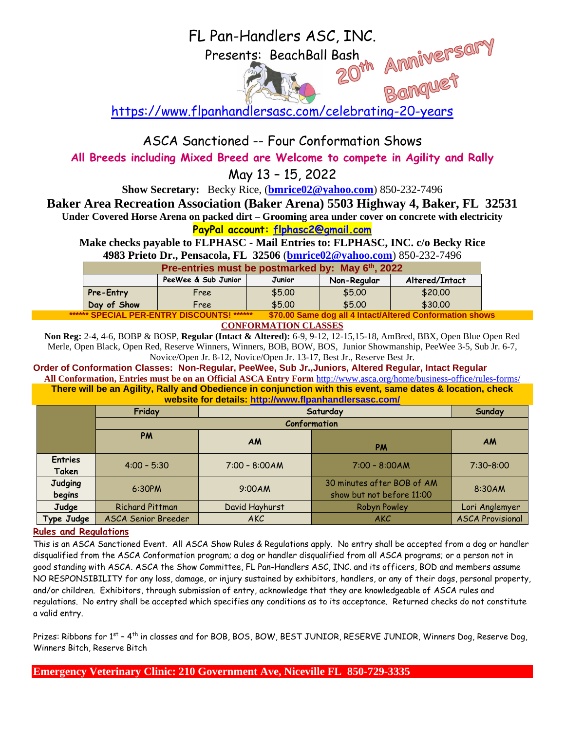# FL Pan-Handlers ASC, INC.

Presents: BeachBall Bash

20th Anniversary Banquet

https://www.flpanhandlersasc.com/celebrating-20-years

## ASCA Sanctioned -- Four Conformation Shows

**All Breeds including Mixed Breed are Welcome to compete in Agility and Rally**

## May 13 – 15, 2022

**Show Secretary:** Becky Rice, (**bmrice02@yahoo.com**) 850-232-7496

**Baker Area Recreation Association (Baker Arena) 5503 Highway 4, Baker, FL 32531**

**Under Covered Horse Arena on packed dirt – Grooming area under cover on concrete with electricity**

**PayPal account: flphasc2@gmail.com**

**Make checks payable to FLPHASC - Mail Entries to: FLPHASC, INC. c/o Becky Rice**

**4983 Prieto Dr., Pensacola, FL 32506** (**bmrice02@yahoo.com**) 850-232-7496

| Pre-entries must be postmarked by: May 6th, 2022 | | | | |
|---|---|---|---|---|
| | PeeWee & Sub Junior | Junior | Non-Regular | Altered/Intact |
| Pre-Entry | Free | $5.00 | $5.00 | $20.00 |
| Day of Show | Free | $5.00 | $5.00 | $30.00 |

**\*\*\*\*\*\* SPECIAL PER-ENTRY DISCOUNTS! \*\*\*\*\*\*   $70.00 Same dog all 4 Intact/Altered Conformation shows**

**CONFORMATION CLASSES**

**Non Reg:** 2-4, 4-6, BOBP & BOSP, **Regular (Intact & Altered):** 6-9, 9-12, 12-15,15-18, AmBred, BBX, Open Blue Open Red Merle, Open Black, Open Red, Reserve Winners, Winners, BOB, BOW, BOS, Junior Showmanship, PeeWee 3-5, Sub Jr. 6-7, Novice/Open Jr. 8-12, Novice/Open Jr. 13-17, Best Jr., Reserve Best Jr.

**Order of Conformation Classes: Non-Regular, PeeWee, Sub Jr.,Juniors, Altered Regular, Intact Regular**

**All Conformation, Entries must be on an Official ASCA Entry Form** http://www.asca.org/home/business-office/rules-forms/

**There will be an Agility, Rally and Obedience in conjunction with this event, same dates & location, check website for details: http://www.flpanhandlersasc.com/**

| | Friday | Saturday | | Sunday |
|---|---|---|---|---|
| | Conformation | | | |
| | PM | AM | PM | AM |
| Entries Taken | 4:00 - 5:30 | 7:00 - 8:00AM | 7:00 - 8:00AM | 7:30-8:00 |
| Judging begins | 6:30PM | 9:00AM | 30 minutes after BOB of AM show but not before 11:00 | 8:30AM |
| Judge | Richard Pittman | David Hayhurst | Robyn Powley | Lori Anglemyer |
| Type Judge | ASCA Senior Breeder | AKC | AKC | ASCA Provisional |

**Rules and Regulations**

This is an ASCA Sanctioned Event. All ASCA Show Rules & Regulations apply. No entry shall be accepted from a dog or handler disqualified from the ASCA Conformation program; a dog or handler disqualified from all ASCA programs; or a person not in good standing with ASCA. ASCA the Show Committee, FL Pan-Handlers ASC, INC. and its officers, BOD and members assume NO RESPONSIBILITY for any loss, damage, or injury sustained by exhibitors, handlers, or any of their dogs, personal property, and/or children. Exhibitors, through submission of entry, acknowledge that they are knowledgeable of ASCA rules and regulations. No entry shall be accepted which specifies any conditions as to its acceptance. Returned checks do not constitute a valid entry.

Prizes: Ribbons for 1st – 4th in classes and for BOB, BOS, BOW, BEST JUNIOR, RESERVE JUNIOR, Winners Dog, Reserve Dog, Winners Bitch, Reserve Bitch

**Emergency Veterinary Clinic: 210 Government Ave, Niceville FL 850-729-3335**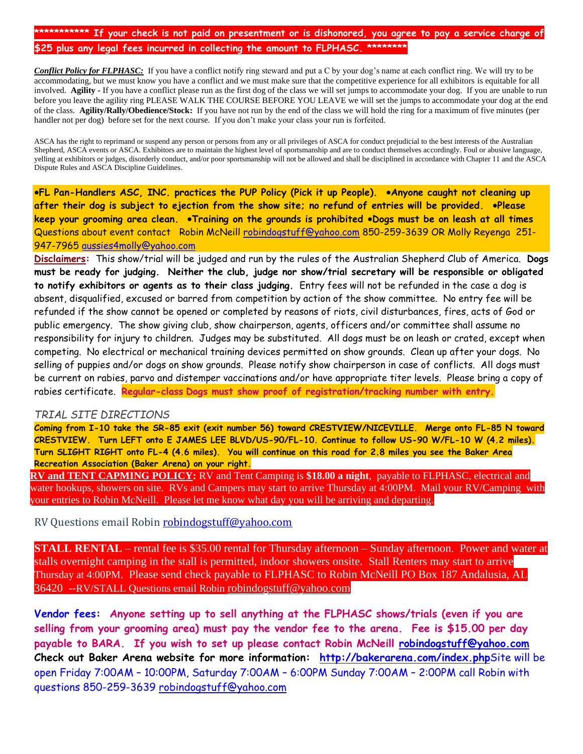**\*\*\*\*\*\*\*\*\*\*\* If your check is not paid on presentment or is dishonored, you agree to pay a service charge of $25 plus any legal fees incurred in collecting the amount to FLPHASC. \*\*\*\*\*\*\*\***

***Conflict Policy for FLPHASC:*** If you have a conflict notify ring steward and put a C by your dog's name at each conflict ring. We will try to be accommodating, but we must know you have a conflict and we must make sure that the competitive experience for all exhibitors is equitable for all involved. **Agility -** If you have a conflict please run as the first dog of the class we will set jumps to accommodate your dog. If you are unable to run before you leave the agility ring PLEASE WALK THE COURSE BEFORE YOU LEAVE we will set the jumps to accommodate your dog at the end of the class. **Agility/Rally/Obedience/Stock:** If you have not run by the end of the class we will hold the ring for a maximum of five minutes (per handler not per dog) before set for the next course. If you don't make your class your run is forfeited.

ASCA has the right to reprimand or suspend any person or persons from any or all privileges of ASCA for conduct prejudicial to the best interests of the Australian Shepherd, ASCA events or ASCA. Exhibitors are to maintain the highest level of sportsmanship and are to conduct themselves accordingly. Foul or abusive language, yelling at exhibitors or judges, disorderly conduct, and/or poor sportsmanship will not be allowed and shall be disciplined in accordance with Chapter 11 and the ASCA Dispute Rules and ASCA Discipline Guidelines.

**•FL Pan-Handlers ASC, INC. practices the PUP Policy (Pick it up People). •Anyone caught not cleaning up after their dog is subject to ejection from the show site; no refund of entries will be provided. •Please keep your grooming area clean. •Training on the grounds is prohibited •Dogs must be on leash at all times** Questions about event contact Robin McNeill robindogstuff@yahoo.com 850-259-3639 OR Molly Reyenga 251-947-7965 aussies4molly@yahoo.com

**Disclaimers:** This show/trial will be judged and run by the rules of the Australian Shepherd Club of America. **Dogs must be ready for judging. Neither the club, judge nor show/trial secretary will be responsible or obligated to notify exhibitors or agents as to their class judging.** Entry fees will not be refunded in the case a dog is absent, disqualified, excused or barred from competition by action of the show committee. No entry fee will be refunded if the show cannot be opened or completed by reasons of riots, civil disturbances, fires, acts of God or public emergency. The show giving club, show chairperson, agents, officers and/or committee shall assume no responsibility for injury to children. Judges may be substituted. All dogs must be on leash or crated, except when competing. No electrical or mechanical training devices permitted on show grounds. Clean up after your dogs. No selling of puppies and/or dogs on show grounds. Please notify show chairperson in case of conflicts. All dogs must be current on rabies, parvo and distemper vaccinations and/or have appropriate titer levels. Please bring a copy of rabies certificate. **Regular-class Dogs must show proof of registration/tracking number with entry.**

*TRIAL SITE DIRECTIONS*

**Coming from I-10 take the SR-85 exit (exit number 56) toward CRESTVIEW/NICEVILLE. Merge onto FL-85 N toward CRESTVIEW. Turn LEFT onto E JAMES LEE BLVD/US-90/FL-10. Continue to follow US-90 W/FL-10 W (4.2 miles). Turn SLIGHT RIGHT onto FL-4 (4.6 miles). You will continue on this road for 2.8 miles you see the Baker Area Recreation Association (Baker Arena) on your right.**

**RV and TENT CAPMING POLICY:** RV and Tent Camping is **$18.00 a night**, payable to FLPHASC, electrical and water hookups, showers on site. RVs and Campers may start to arrive Thursday at 4:00PM. Mail your RV/Camping with your entries to Robin McNeill. Please let me know what day you will be arriving and departing.

RV Questions email Robin robindogstuff@yahoo.com

**STALL RENTAL** – rental fee is $35.00 rental for Thursday afternoon – Sunday afternoon. Power and water at stalls overnight camping in the stall is permitted, indoor showers onsite. Stall Renters may start to arrive Thursday at 4:00PM. Please send check payable to FLPHASC to Robin McNeill PO Box 187 Andalusia, AL 36420 --RV/STALL Questions email Robin robindogstuff@yahoo.com

**Vendor fees: Anyone setting up to sell anything at the FLPHASC shows/trials (even if you are selling from your grooming area) must pay the vendor fee to the arena. Fee is $15.00 per day payable to BARA. If you wish to set up please contact Robin McNeill robindogstuff@yahoo.com Check out Baker Arena website for more information: http://bakerarena.com/index.php**Site will be open Friday 7:00AM – 10:00PM, Saturday 7:00AM – 6:00PM Sunday 7:00AM – 2:00PM call Robin with questions 850-259-3639 robindogstuff@yahoo.com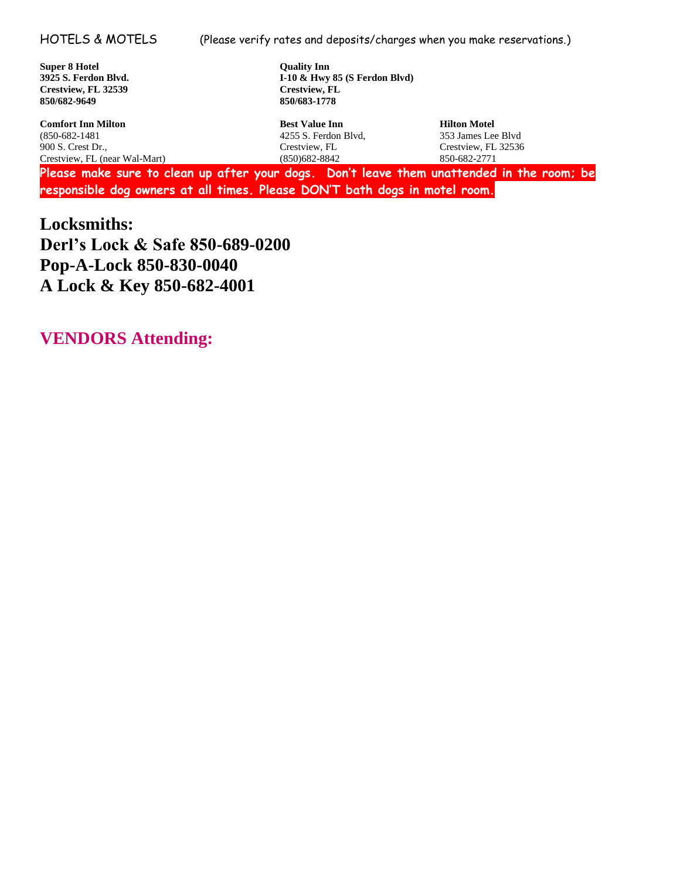HOTELS & MOTELS (Please verify rates and deposits/charges when you make reservations.)

**Super 8 Hotel**
**3925 S. Ferdon Blvd.**
**Crestview, FL 32539**
**850/682-9649**

**Quality Inn**
**I-10 & Hwy 85 (S Ferdon Blvd)**
**Crestview, FL**
**850/683-1778**

**Comfort Inn Milton**
(850-682-1481
900 S. Crest Dr.,
Crestview, FL (near Wal-Mart)

**Best Value Inn**
4255 S. Ferdon Blvd,
Crestview, FL
(850)682-8842

**Hilton Motel**
353 James Lee Blvd
Crestview, FL 32536
850-682-2771

**Please make sure to clean up after your dogs. Don't leave them unattended in the room; be responsible dog owners at all times. Please DON'T bath dogs in motel room.**

## Locksmiths:
## Derl's Lock & Safe 850-689-0200
## Pop-A-Lock 850-830-0040
## A Lock & Key 850-682-4001

## VENDORS Attending: